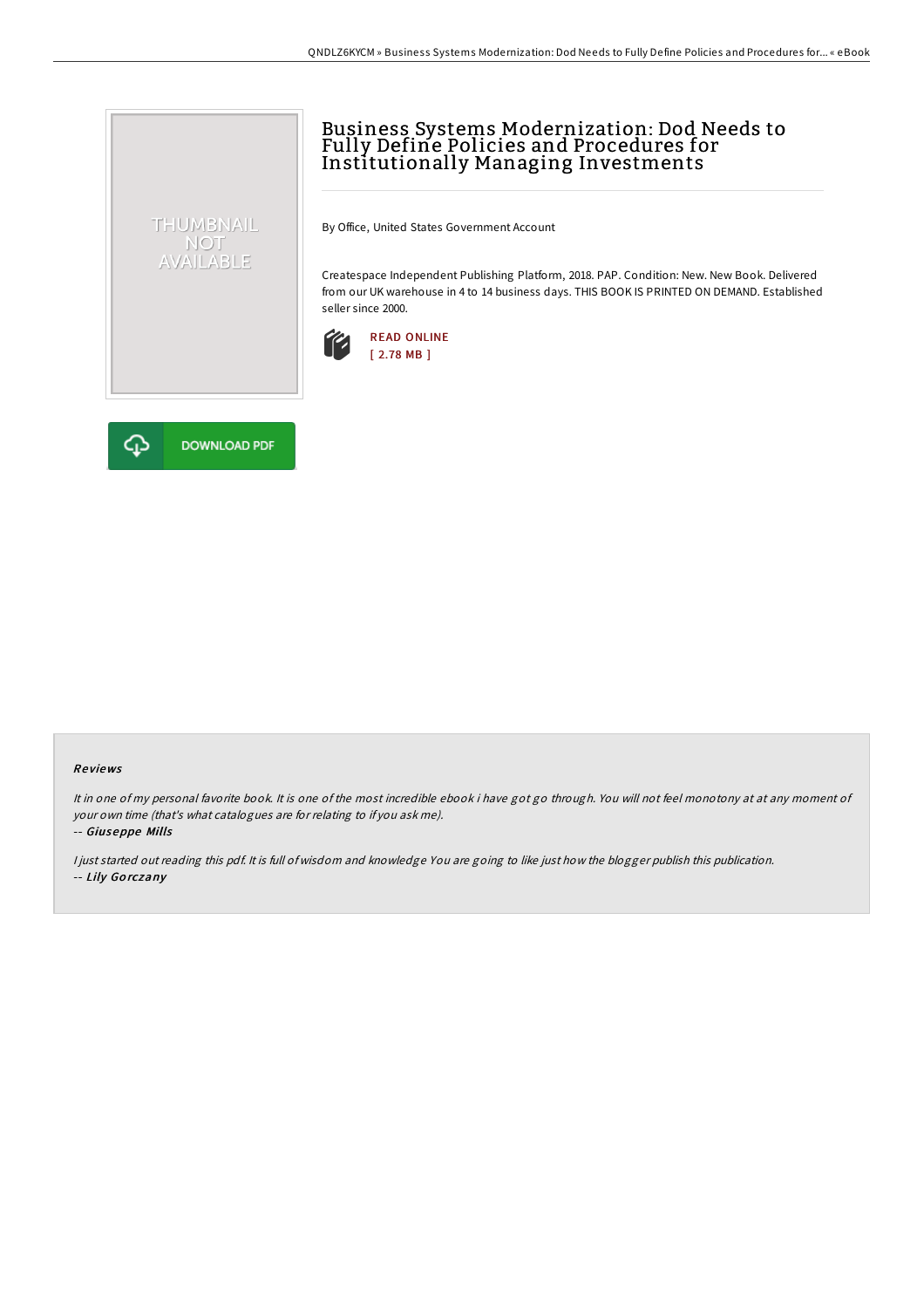# Business Systems Modernization: Dod Needs to Fully Define Policies and Procedures for Institutionally Managing Investments

By Office, United States Government Account

Createspace Independent Publishing Platform, 2018. PAP. Condition: New. New Book. Delivered from our UK warehouse in 4 to 14 business days. THIS BOOK IS PRINTED ON DEMAND. Established seller since 2000.

READ ONLINE
[ 2.78 MB ]

DOWNLOAD PDF

## Reviews

*It in one of my personal favorite book. It is one of the most incredible ebook i have got go through. You will not feel monotony at at any moment of your own time (that's what catalogues are for relating to if you ask me).*

-- *Giuseppe Mills*

*I just started out reading this pdf. It is full of wisdom and knowledge You are going to like just how the blogger publish this publication.*

-- *Lily Gorczany*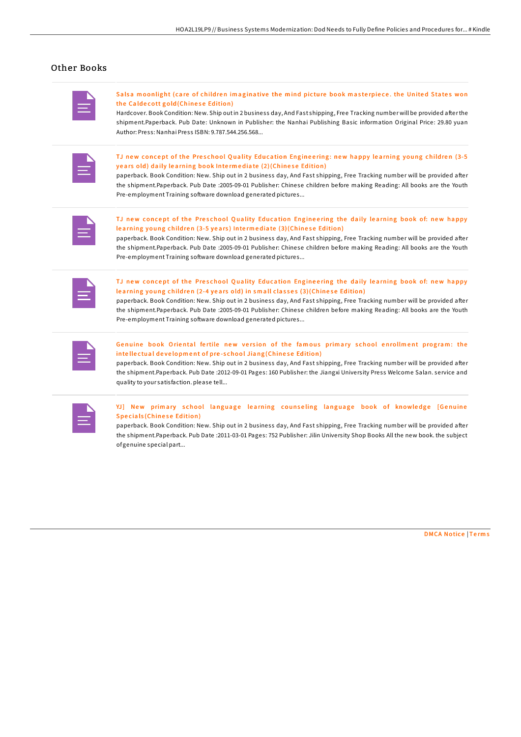## Other Books

**Salsa moonlight (care of children imaginative the mind picture book masterpiece. the United States won the Caldecott gold(Chinese Edition)**

Hardcover. Book Condition: New. Ship out in 2 business day, And Fast shipping, Free Tracking number will be provided after the shipment.Paperback. Pub Date: Unknown in Publisher: the Nanhai Publishing Basic information Original Price: 29.80 yuan Author: Press: Nanhai Press ISBN: 9.787.544.256.568...

**TJ new concept of the Preschool Quality Education Engineering: new happy learning young children (3-5 years old) daily learning book Intermediate (2)(Chinese Edition)**

paperback. Book Condition: New. Ship out in 2 business day, And Fast shipping, Free Tracking number will be provided after the shipment.Paperback. Pub Date :2005-09-01 Publisher: Chinese children before making Reading: All books are the Youth Pre-employment Training software download generated pictures...

**TJ new concept of the Preschool Quality Education Engineering the daily learning book of: new happy learning young children (3-5 years) Intermediate (3)(Chinese Edition)**

paperback. Book Condition: New. Ship out in 2 business day, And Fast shipping, Free Tracking number will be provided after the shipment.Paperback. Pub Date :2005-09-01 Publisher: Chinese children before making Reading: All books are the Youth Pre-employment Training software download generated pictures...

**TJ new concept of the Preschool Quality Education Engineering the daily learning book of: new happy learning young children (2-4 years old) in small classes (3)(Chinese Edition)**

paperback. Book Condition: New. Ship out in 2 business day, And Fast shipping, Free Tracking number will be provided after the shipment.Paperback. Pub Date :2005-09-01 Publisher: Chinese children before making Reading: All books are the Youth Pre-employment Training software download generated pictures...

**Genuine book Oriental fertile new version of the famous primary school enrollment program: the intellectual development of pre-school Jiang(Chinese Edition)**

paperback. Book Condition: New. Ship out in 2 business day, And Fast shipping, Free Tracking number will be provided after the shipment.Paperback. Pub Date :2012-09-01 Pages: 160 Publisher: the Jiangxi University Press Welcome Salan. service and quality to your satisfaction. please tell...

**YJ] New primary school language learning counseling language book of knowledge [Genuine Specials(Chinese Edition)**

paperback. Book Condition: New. Ship out in 2 business day, And Fast shipping, Free Tracking number will be provided after the shipment.Paperback. Pub Date :2011-03-01 Pages: 752 Publisher: Jilin University Shop Books All the new book. the subject of genuine special part...